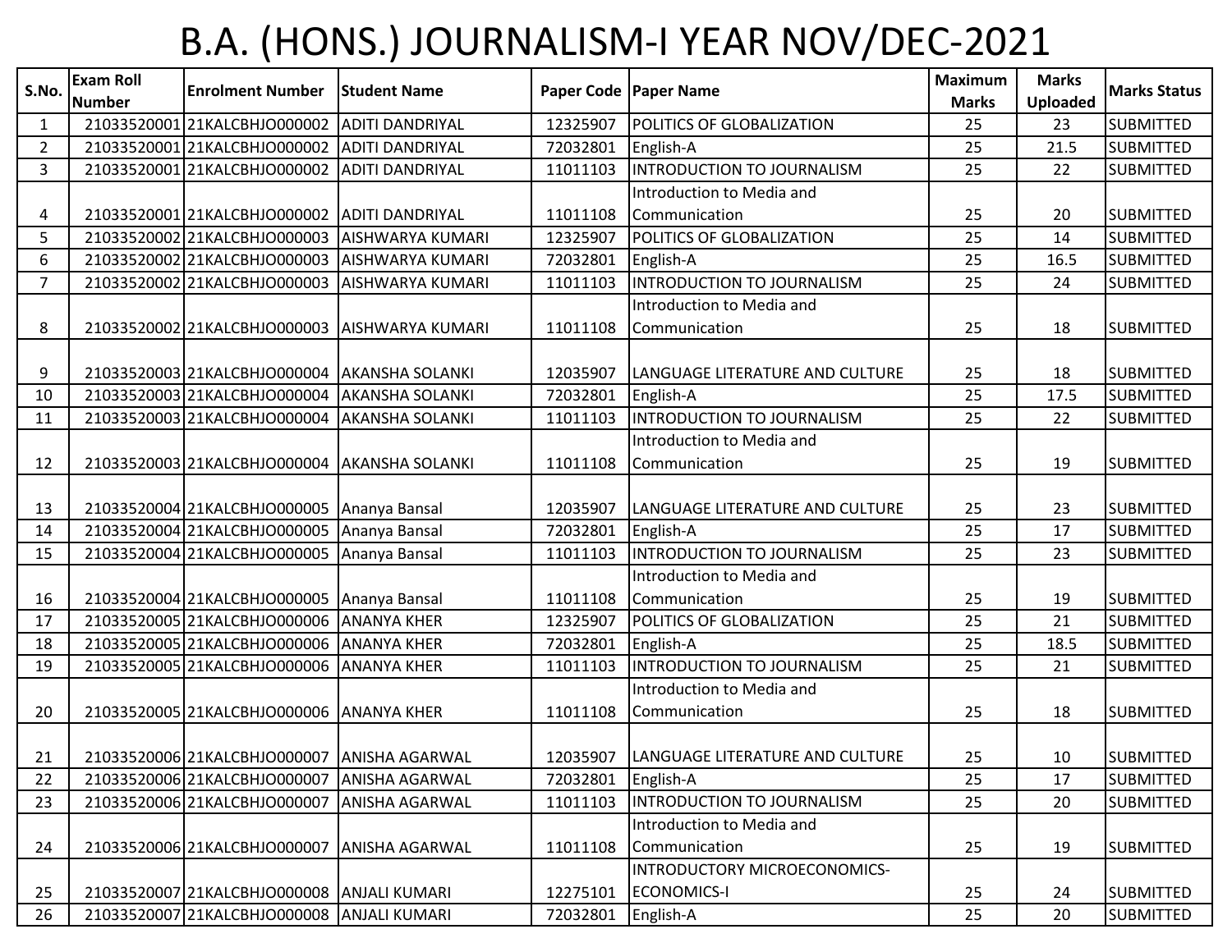# B.A. (HONS.) JOURNALISM-I YEAR NOV/DEC-2021

| S.No. | Exam Roll Number | Enrolment Number | Student Name | Paper Code | Paper Name | Maximum Marks | Marks Uploaded | Marks Status |
|---|---|---|---|---|---|---|---|---|
| 1 | 21033520001 | 21KALCBHJO000002 | ADITI DANDRIYAL | 12325907 | POLITICS OF GLOBALIZATION | 25 | 23 | SUBMITTED |
| 2 | 21033520001 | 21KALCBHJO000002 | ADITI DANDRIYAL | 72032801 | English-A | 25 | 21.5 | SUBMITTED |
| 3 | 21033520001 | 21KALCBHJO000002 | ADITI DANDRIYAL | 11011103 | INTRODUCTION TO JOURNALISM | 25 | 22 | SUBMITTED |
| 4 | 21033520001 | 21KALCBHJO000002 | ADITI DANDRIYAL | 11011108 | Introduction to Media and Communication | 25 | 20 | SUBMITTED |
| 5 | 21033520002 | 21KALCBHJO000003 | AISHWARYA KUMARI | 12325907 | POLITICS OF GLOBALIZATION | 25 | 14 | SUBMITTED |
| 6 | 21033520002 | 21KALCBHJO000003 | AISHWARYA KUMARI | 72032801 | English-A | 25 | 16.5 | SUBMITTED |
| 7 | 21033520002 | 21KALCBHJO000003 | AISHWARYA KUMARI | 11011103 | INTRODUCTION TO JOURNALISM | 25 | 24 | SUBMITTED |
| 8 | 21033520002 | 21KALCBHJO000003 | AISHWARYA KUMARI | 11011108 | Introduction to Media and Communication | 25 | 18 | SUBMITTED |
| 9 | 21033520003 | 21KALCBHJO000004 | AKANSHA SOLANKI | 12035907 | LANGUAGE LITERATURE AND CULTURE | 25 | 18 | SUBMITTED |
| 10 | 21033520003 | 21KALCBHJO000004 | AKANSHA SOLANKI | 72032801 | English-A | 25 | 17.5 | SUBMITTED |
| 11 | 21033520003 | 21KALCBHJO000004 | AKANSHA SOLANKI | 11011103 | INTRODUCTION TO JOURNALISM | 25 | 22 | SUBMITTED |
| 12 | 21033520003 | 21KALCBHJO000004 | AKANSHA SOLANKI | 11011108 | Introduction to Media and Communication | 25 | 19 | SUBMITTED |
| 13 | 21033520004 | 21KALCBHJO000005 | Ananya Bansal | 12035907 | LANGUAGE LITERATURE AND CULTURE | 25 | 23 | SUBMITTED |
| 14 | 21033520004 | 21KALCBHJO000005 | Ananya Bansal | 72032801 | English-A | 25 | 17 | SUBMITTED |
| 15 | 21033520004 | 21KALCBHJO000005 | Ananya Bansal | 11011103 | INTRODUCTION TO JOURNALISM | 25 | 23 | SUBMITTED |
| 16 | 21033520004 | 21KALCBHJO000005 | Ananya Bansal | 11011108 | Introduction to Media and Communication | 25 | 19 | SUBMITTED |
| 17 | 21033520005 | 21KALCBHJO000006 | ANANYA KHER | 12325907 | POLITICS OF GLOBALIZATION | 25 | 21 | SUBMITTED |
| 18 | 21033520005 | 21KALCBHJO000006 | ANANYA KHER | 72032801 | English-A | 25 | 18.5 | SUBMITTED |
| 19 | 21033520005 | 21KALCBHJO000006 | ANANYA KHER | 11011103 | INTRODUCTION TO JOURNALISM | 25 | 21 | SUBMITTED |
| 20 | 21033520005 | 21KALCBHJO000006 | ANANYA KHER | 11011108 | Introduction to Media and Communication | 25 | 18 | SUBMITTED |
| 21 | 21033520006 | 21KALCBHJO000007 | ANISHA AGARWAL | 12035907 | LANGUAGE LITERATURE AND CULTURE | 25 | 10 | SUBMITTED |
| 22 | 21033520006 | 21KALCBHJO000007 | ANISHA AGARWAL | 72032801 | English-A | 25 | 17 | SUBMITTED |
| 23 | 21033520006 | 21KALCBHJO000007 | ANISHA AGARWAL | 11011103 | INTRODUCTION TO JOURNALISM | 25 | 20 | SUBMITTED |
| 24 | 21033520006 | 21KALCBHJO000007 | ANISHA AGARWAL | 11011108 | Introduction to Media and Communication | 25 | 19 | SUBMITTED |
| 25 | 21033520007 | 21KALCBHJO000008 | ANJALI KUMARI | 12275101 | INTRODUCTORY MICROECONOMICS-ECONOMICS-I | 25 | 24 | SUBMITTED |
| 26 | 21033520007 | 21KALCBHJO000008 | ANJALI KUMARI | 72032801 | English-A | 25 | 20 | SUBMITTED |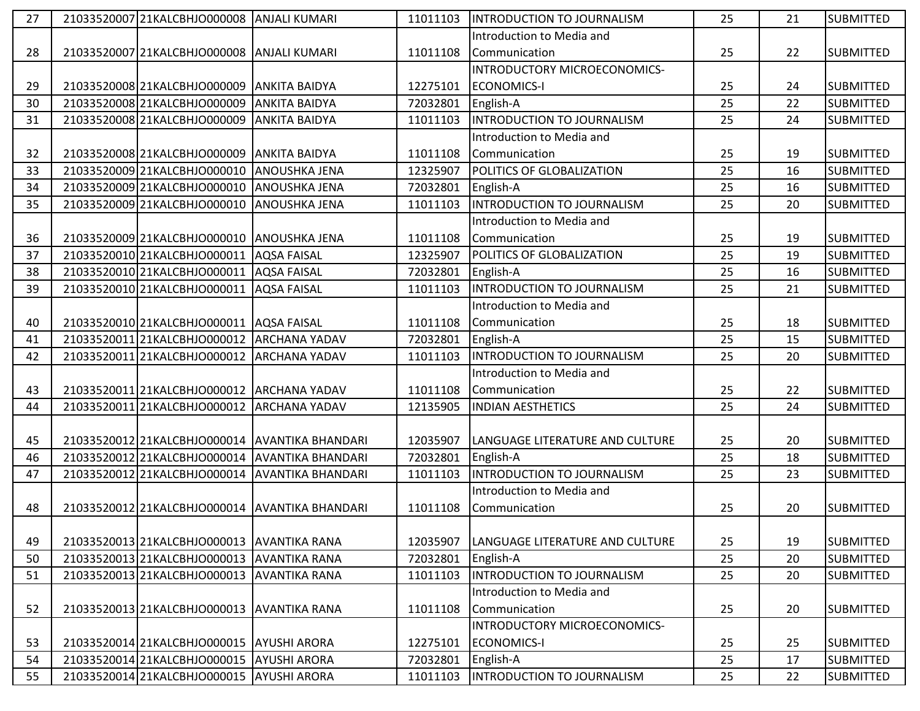| | | | | | | | | |
|---|---|---|---|---|---|---|---|---|
| 27 | 21033520007 | 21KALCBHJO000008 | ANJALI KUMARI | 11011103 | INTRODUCTION TO JOURNALISM | 25 | 21 | SUBMITTED |
| 28 | 21033520007 | 21KALCBHJO000008 | ANJALI KUMARI | 11011108 | Introduction to Media and Communication | 25 | 22 | SUBMITTED |
| 29 | 21033520008 | 21KALCBHJO000009 | ANKITA BAIDYA | 12275101 | INTRODUCTORY MICROECONOMICS-ECONOMICS-I | 25 | 24 | SUBMITTED |
| 30 | 21033520008 | 21KALCBHJO000009 | ANKITA BAIDYA | 72032801 | English-A | 25 | 22 | SUBMITTED |
| 31 | 21033520008 | 21KALCBHJO000009 | ANKITA BAIDYA | 11011103 | INTRODUCTION TO JOURNALISM | 25 | 24 | SUBMITTED |
| 32 | 21033520008 | 21KALCBHJO000009 | ANKITA BAIDYA | 11011108 | Introduction to Media and Communication | 25 | 19 | SUBMITTED |
| 33 | 21033520009 | 21KALCBHJO000010 | ANOUSHKA JENA | 12325907 | POLITICS OF GLOBALIZATION | 25 | 16 | SUBMITTED |
| 34 | 21033520009 | 21KALCBHJO000010 | ANOUSHKA JENA | 72032801 | English-A | 25 | 16 | SUBMITTED |
| 35 | 21033520009 | 21KALCBHJO000010 | ANOUSHKA JENA | 11011103 | INTRODUCTION TO JOURNALISM | 25 | 20 | SUBMITTED |
| 36 | 21033520009 | 21KALCBHJO000010 | ANOUSHKA JENA | 11011108 | Introduction to Media and Communication | 25 | 19 | SUBMITTED |
| 37 | 21033520010 | 21KALCBHJO000011 | AQSA FAISAL | 12325907 | POLITICS OF GLOBALIZATION | 25 | 19 | SUBMITTED |
| 38 | 21033520010 | 21KALCBHJO000011 | AQSA FAISAL | 72032801 | English-A | 25 | 16 | SUBMITTED |
| 39 | 21033520010 | 21KALCBHJO000011 | AQSA FAISAL | 11011103 | INTRODUCTION TO JOURNALISM | 25 | 21 | SUBMITTED |
| 40 | 21033520010 | 21KALCBHJO000011 | AQSA FAISAL | 11011108 | Introduction to Media and Communication | 25 | 18 | SUBMITTED |
| 41 | 21033520011 | 21KALCBHJO000012 | ARCHANA YADAV | 72032801 | English-A | 25 | 15 | SUBMITTED |
| 42 | 21033520011 | 21KALCBHJO000012 | ARCHANA YADAV | 11011103 | INTRODUCTION TO JOURNALISM | 25 | 20 | SUBMITTED |
| 43 | 21033520011 | 21KALCBHJO000012 | ARCHANA YADAV | 11011108 | Introduction to Media and Communication | 25 | 22 | SUBMITTED |
| 44 | 21033520011 | 21KALCBHJO000012 | ARCHANA YADAV | 12135905 | INDIAN AESTHETICS | 25 | 24 | SUBMITTED |
| 45 | 21033520012 | 21KALCBHJO000014 | AVANTIKA BHANDARI | 12035907 | LANGUAGE LITERATURE AND CULTURE | 25 | 20 | SUBMITTED |
| 46 | 21033520012 | 21KALCBHJO000014 | AVANTIKA BHANDARI | 72032801 | English-A | 25 | 18 | SUBMITTED |
| 47 | 21033520012 | 21KALCBHJO000014 | AVANTIKA BHANDARI | 11011103 | INTRODUCTION TO JOURNALISM | 25 | 23 | SUBMITTED |
| 48 | 21033520012 | 21KALCBHJO000014 | AVANTIKA BHANDARI | 11011108 | Introduction to Media and Communication | 25 | 20 | SUBMITTED |
| 49 | 21033520013 | 21KALCBHJO000013 | AVANTIKA RANA | 12035907 | LANGUAGE LITERATURE AND CULTURE | 25 | 19 | SUBMITTED |
| 50 | 21033520013 | 21KALCBHJO000013 | AVANTIKA RANA | 72032801 | English-A | 25 | 20 | SUBMITTED |
| 51 | 21033520013 | 21KALCBHJO000013 | AVANTIKA RANA | 11011103 | INTRODUCTION TO JOURNALISM | 25 | 20 | SUBMITTED |
| 52 | 21033520013 | 21KALCBHJO000013 | AVANTIKA RANA | 11011108 | Introduction to Media and Communication | 25 | 20 | SUBMITTED |
| 53 | 21033520014 | 21KALCBHJO000015 | AYUSHI ARORA | 12275101 | INTRODUCTORY MICROECONOMICS-ECONOMICS-I | 25 | 25 | SUBMITTED |
| 54 | 21033520014 | 21KALCBHJO000015 | AYUSHI ARORA | 72032801 | English-A | 25 | 17 | SUBMITTED |
| 55 | 21033520014 | 21KALCBHJO000015 | AYUSHI ARORA | 11011103 | INTRODUCTION TO JOURNALISM | 25 | 22 | SUBMITTED |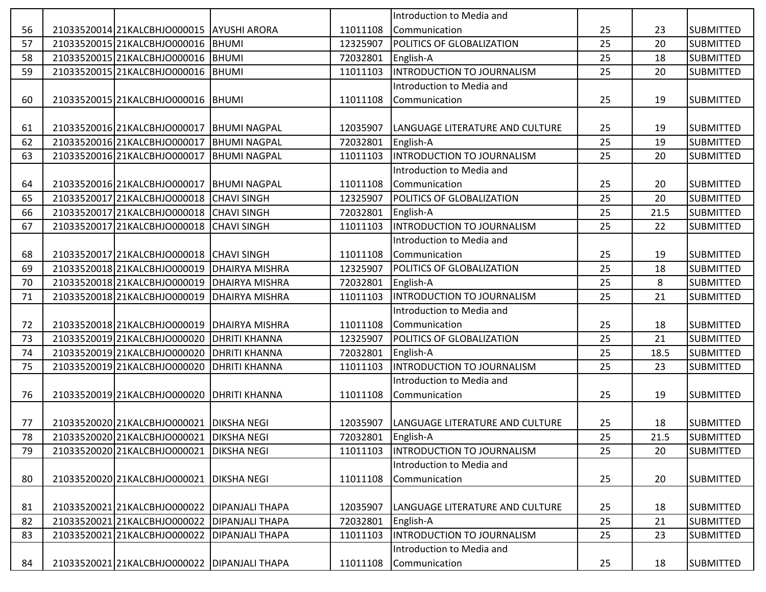| 56 | 21033520014 | 21KALCBHJO000015 | AYUSHI ARORA | 11011108 | Introduction to Media and Communication | 25 | 23 | SUBMITTED |
|---|---|---|---|---|---|---|---|---|
| 57 | 21033520015 | 21KALCBHJO000016 | BHUMI | 12325907 | POLITICS OF GLOBALIZATION | 25 | 20 | SUBMITTED |
| 58 | 21033520015 | 21KALCBHJO000016 | BHUMI | 72032801 | English-A | 25 | 18 | SUBMITTED |
| 59 | 21033520015 | 21KALCBHJO000016 | BHUMI | 11011103 | INTRODUCTION TO JOURNALISM | 25 | 20 | SUBMITTED |
| 60 | 21033520015 | 21KALCBHJO000016 | BHUMI | 11011108 | Introduction to Media and Communication | 25 | 19 | SUBMITTED |
| 61 | 21033520016 | 21KALCBHJO000017 | BHUMI NAGPAL | 12035907 | LANGUAGE LITERATURE AND CULTURE | 25 | 19 | SUBMITTED |
| 62 | 21033520016 | 21KALCBHJO000017 | BHUMI NAGPAL | 72032801 | English-A | 25 | 19 | SUBMITTED |
| 63 | 21033520016 | 21KALCBHJO000017 | BHUMI NAGPAL | 11011103 | INTRODUCTION TO JOURNALISM | 25 | 20 | SUBMITTED |
| 64 | 21033520016 | 21KALCBHJO000017 | BHUMI NAGPAL | 11011108 | Introduction to Media and Communication | 25 | 20 | SUBMITTED |
| 65 | 21033520017 | 21KALCBHJO000018 | CHAVI SINGH | 12325907 | POLITICS OF GLOBALIZATION | 25 | 20 | SUBMITTED |
| 66 | 21033520017 | 21KALCBHJO000018 | CHAVI SINGH | 72032801 | English-A | 25 | 21.5 | SUBMITTED |
| 67 | 21033520017 | 21KALCBHJO000018 | CHAVI SINGH | 11011103 | INTRODUCTION TO JOURNALISM | 25 | 22 | SUBMITTED |
| 68 | 21033520017 | 21KALCBHJO000018 | CHAVI SINGH | 11011108 | Introduction to Media and Communication | 25 | 19 | SUBMITTED |
| 69 | 21033520018 | 21KALCBHJO000019 | DHAIRYA MISHRA | 12325907 | POLITICS OF GLOBALIZATION | 25 | 18 | SUBMITTED |
| 70 | 21033520018 | 21KALCBHJO000019 | DHAIRYA MISHRA | 72032801 | English-A | 25 | 8 | SUBMITTED |
| 71 | 21033520018 | 21KALCBHJO000019 | DHAIRYA MISHRA | 11011103 | INTRODUCTION TO JOURNALISM | 25 | 21 | SUBMITTED |
| 72 | 21033520018 | 21KALCBHJO000019 | DHAIRYA MISHRA | 11011108 | Introduction to Media and Communication | 25 | 18 | SUBMITTED |
| 73 | 21033520019 | 21KALCBHJO000020 | DHRITI KHANNA | 12325907 | POLITICS OF GLOBALIZATION | 25 | 21 | SUBMITTED |
| 74 | 21033520019 | 21KALCBHJO000020 | DHRITI KHANNA | 72032801 | English-A | 25 | 18.5 | SUBMITTED |
| 75 | 21033520019 | 21KALCBHJO000020 | DHRITI KHANNA | 11011103 | INTRODUCTION TO JOURNALISM | 25 | 23 | SUBMITTED |
| 76 | 21033520019 | 21KALCBHJO000020 | DHRITI KHANNA | 11011108 | Introduction to Media and Communication | 25 | 19 | SUBMITTED |
| 77 | 21033520020 | 21KALCBHJO000021 | DIKSHA NEGI | 12035907 | LANGUAGE LITERATURE AND CULTURE | 25 | 18 | SUBMITTED |
| 78 | 21033520020 | 21KALCBHJO000021 | DIKSHA NEGI | 72032801 | English-A | 25 | 21.5 | SUBMITTED |
| 79 | 21033520020 | 21KALCBHJO000021 | DIKSHA NEGI | 11011103 | INTRODUCTION TO JOURNALISM | 25 | 20 | SUBMITTED |
| 80 | 21033520020 | 21KALCBHJO000021 | DIKSHA NEGI | 11011108 | Introduction to Media and Communication | 25 | 20 | SUBMITTED |
| 81 | 21033520021 | 21KALCBHJO000022 | DIPANJALI THAPA | 12035907 | LANGUAGE LITERATURE AND CULTURE | 25 | 18 | SUBMITTED |
| 82 | 21033520021 | 21KALCBHJO000022 | DIPANJALI THAPA | 72032801 | English-A | 25 | 21 | SUBMITTED |
| 83 | 21033520021 | 21KALCBHJO000022 | DIPANJALI THAPA | 11011103 | INTRODUCTION TO JOURNALISM | 25 | 23 | SUBMITTED |
| 84 | 21033520021 | 21KALCBHJO000022 | DIPANJALI THAPA | 11011108 | Introduction to Media and Communication | 25 | 18 | SUBMITTED |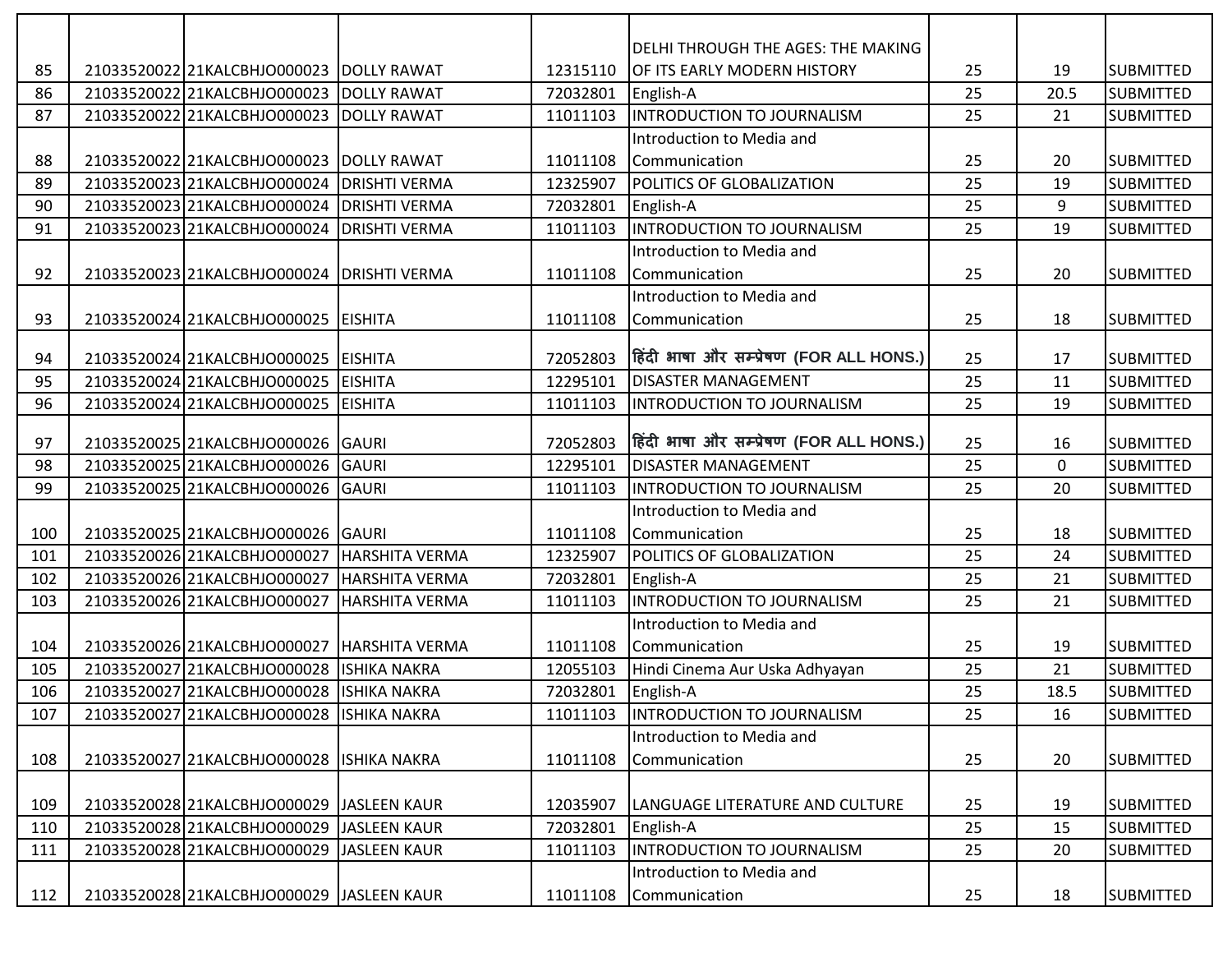| | | | | | | | | |
|---|---|---|---|---|---|---|---|---|
| 85 | 21033520022 | 21KALCBHJO000023 | DOLLY RAWAT | 12315110 | DELHI THROUGH THE AGES: THE MAKING OF ITS EARLY MODERN HISTORY | 25 | 19 | SUBMITTED |
| 86 | 21033520022 | 21KALCBHJO000023 | DOLLY RAWAT | 72032801 | English-A | 25 | 20.5 | SUBMITTED |
| 87 | 21033520022 | 21KALCBHJO000023 | DOLLY RAWAT | 11011103 | INTRODUCTION TO JOURNALISM | 25 | 21 | SUBMITTED |
| 88 | 21033520022 | 21KALCBHJO000023 | DOLLY RAWAT | 11011108 | Introduction to Media and Communication | 25 | 20 | SUBMITTED |
| 89 | 21033520023 | 21KALCBHJO000024 | DRISHTI VERMA | 12325907 | POLITICS OF GLOBALIZATION | 25 | 19 | SUBMITTED |
| 90 | 21033520023 | 21KALCBHJO000024 | DRISHTI VERMA | 72032801 | English-A | 25 | 9 | SUBMITTED |
| 91 | 21033520023 | 21KALCBHJO000024 | DRISHTI VERMA | 11011103 | INTRODUCTION TO JOURNALISM | 25 | 19 | SUBMITTED |
| 92 | 21033520023 | 21KALCBHJO000024 | DRISHTI VERMA | 11011108 | Introduction to Media and Communication | 25 | 20 | SUBMITTED |
| 93 | 21033520024 | 21KALCBHJO000025 | EISHITA | 11011108 | Introduction to Media and Communication | 25 | 18 | SUBMITTED |
| 94 | 21033520024 | 21KALCBHJO000025 | EISHITA | 72052803 | हिंदी भाषा और सम्प्रेषण (FOR ALL HONS.) | 25 | 17 | SUBMITTED |
| 95 | 21033520024 | 21KALCBHJO000025 | EISHITA | 12295101 | DISASTER MANAGEMENT | 25 | 11 | SUBMITTED |
| 96 | 21033520024 | 21KALCBHJO000025 | EISHITA | 11011103 | INTRODUCTION TO JOURNALISM | 25 | 19 | SUBMITTED |
| 97 | 21033520025 | 21KALCBHJO000026 | GAURI | 72052803 | हिंदी भाषा और सम्प्रेषण (FOR ALL HONS.) | 25 | 16 | SUBMITTED |
| 98 | 21033520025 | 21KALCBHJO000026 | GAURI | 12295101 | DISASTER MANAGEMENT | 25 | 0 | SUBMITTED |
| 99 | 21033520025 | 21KALCBHJO000026 | GAURI | 11011103 | INTRODUCTION TO JOURNALISM | 25 | 20 | SUBMITTED |
| 100 | 21033520025 | 21KALCBHJO000026 | GAURI | 11011108 | Introduction to Media and Communication | 25 | 18 | SUBMITTED |
| 101 | 21033520026 | 21KALCBHJO000027 | HARSHITA VERMA | 12325907 | POLITICS OF GLOBALIZATION | 25 | 24 | SUBMITTED |
| 102 | 21033520026 | 21KALCBHJO000027 | HARSHITA VERMA | 72032801 | English-A | 25 | 21 | SUBMITTED |
| 103 | 21033520026 | 21KALCBHJO000027 | HARSHITA VERMA | 11011103 | INTRODUCTION TO JOURNALISM | 25 | 21 | SUBMITTED |
| 104 | 21033520026 | 21KALCBHJO000027 | HARSHITA VERMA | 11011108 | Introduction to Media and Communication | 25 | 19 | SUBMITTED |
| 105 | 21033520027 | 21KALCBHJO000028 | ISHIKA NAKRA | 12055103 | Hindi Cinema Aur Uska Adhyayan | 25 | 21 | SUBMITTED |
| 106 | 21033520027 | 21KALCBHJO000028 | ISHIKA NAKRA | 72032801 | English-A | 25 | 18.5 | SUBMITTED |
| 107 | 21033520027 | 21KALCBHJO000028 | ISHIKA NAKRA | 11011103 | INTRODUCTION TO JOURNALISM | 25 | 16 | SUBMITTED |
| 108 | 21033520027 | 21KALCBHJO000028 | ISHIKA NAKRA | 11011108 | Introduction to Media and Communication | 25 | 20 | SUBMITTED |
| 109 | 21033520028 | 21KALCBHJO000029 | JASLEEN KAUR | 12035907 | LANGUAGE LITERATURE AND CULTURE | 25 | 19 | SUBMITTED |
| 110 | 21033520028 | 21KALCBHJO000029 | JASLEEN KAUR | 72032801 | English-A | 25 | 15 | SUBMITTED |
| 111 | 21033520028 | 21KALCBHJO000029 | JASLEEN KAUR | 11011103 | INTRODUCTION TO JOURNALISM | 25 | 20 | SUBMITTED |
| 112 | 21033520028 | 21KALCBHJO000029 | JASLEEN KAUR | 11011108 | Introduction to Media and Communication | 25 | 18 | SUBMITTED |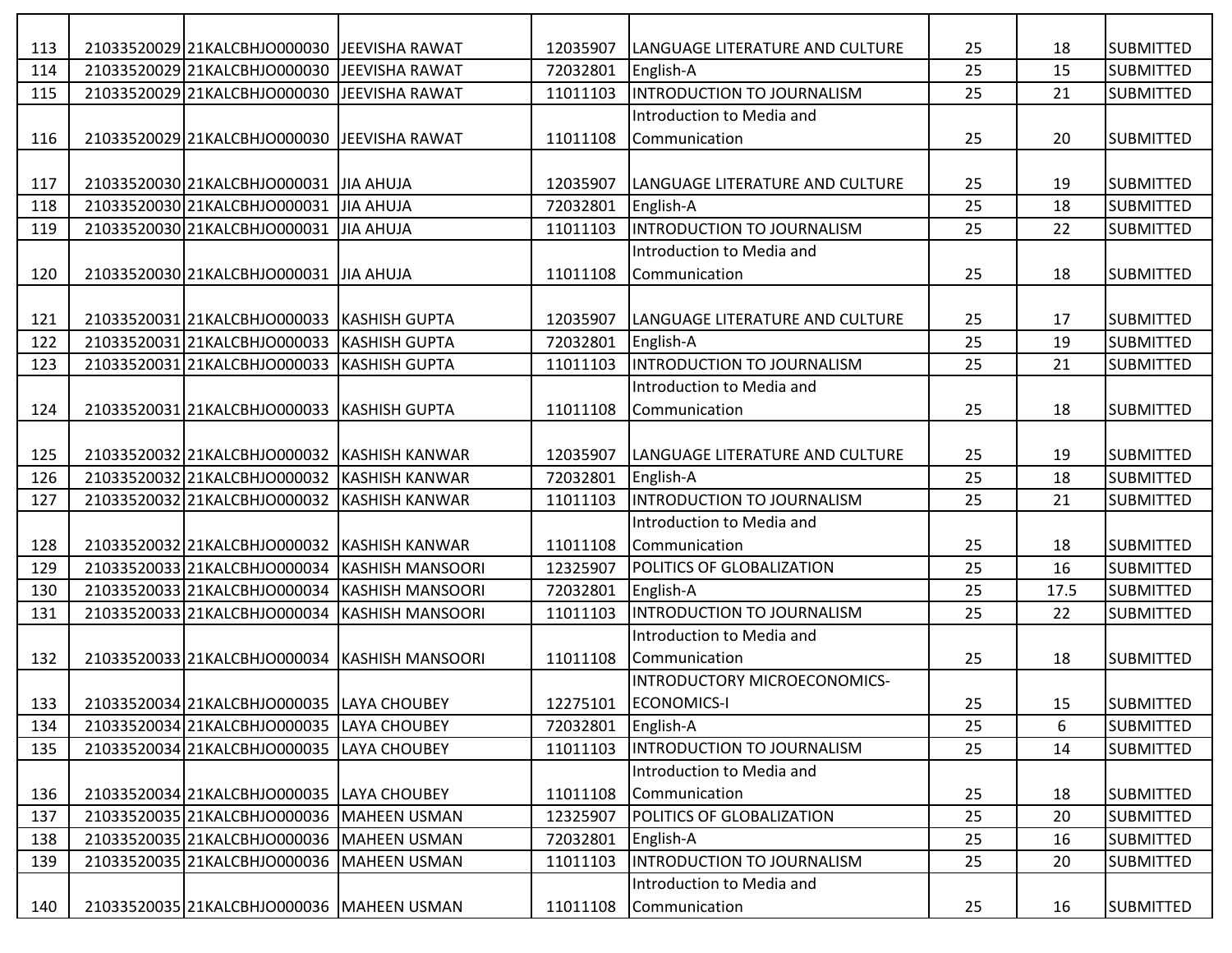| | | | | | | | | |
|---|---|---|---|---|---|---|---|---|
| 113 | 21033520029 | 21KALCBHJO000030 | JEEVISHA RAWAT | 12035907 | LANGUAGE LITERATURE AND CULTURE | 25 | 18 | SUBMITTED |
| 114 | 21033520029 | 21KALCBHJO000030 | JEEVISHA RAWAT | 72032801 | English-A | 25 | 15 | SUBMITTED |
| 115 | 21033520029 | 21KALCBHJO000030 | JEEVISHA RAWAT | 11011103 | INTRODUCTION TO JOURNALISM | 25 | 21 | SUBMITTED |
| 116 | 21033520029 | 21KALCBHJO000030 | JEEVISHA RAWAT | 11011108 | Introduction to Media and Communication | 25 | 20 | SUBMITTED |
| 117 | 21033520030 | 21KALCBHJO000031 | JIA AHUJA | 12035907 | LANGUAGE LITERATURE AND CULTURE | 25 | 19 | SUBMITTED |
| 118 | 21033520030 | 21KALCBHJO000031 | JIA AHUJA | 72032801 | English-A | 25 | 18 | SUBMITTED |
| 119 | 21033520030 | 21KALCBHJO000031 | JIA AHUJA | 11011103 | INTRODUCTION TO JOURNALISM | 25 | 22 | SUBMITTED |
| 120 | 21033520030 | 21KALCBHJO000031 | JIA AHUJA | 11011108 | Introduction to Media and Communication | 25 | 18 | SUBMITTED |
| 121 | 21033520031 | 21KALCBHJO000033 | KASHISH GUPTA | 12035907 | LANGUAGE LITERATURE AND CULTURE | 25 | 17 | SUBMITTED |
| 122 | 21033520031 | 21KALCBHJO000033 | KASHISH GUPTA | 72032801 | English-A | 25 | 19 | SUBMITTED |
| 123 | 21033520031 | 21KALCBHJO000033 | KASHISH GUPTA | 11011103 | INTRODUCTION TO JOURNALISM | 25 | 21 | SUBMITTED |
| 124 | 21033520031 | 21KALCBHJO000033 | KASHISH GUPTA | 11011108 | Introduction to Media and Communication | 25 | 18 | SUBMITTED |
| 125 | 21033520032 | 21KALCBHJO000032 | KASHISH KANWAR | 12035907 | LANGUAGE LITERATURE AND CULTURE | 25 | 19 | SUBMITTED |
| 126 | 21033520032 | 21KALCBHJO000032 | KASHISH KANWAR | 72032801 | English-A | 25 | 18 | SUBMITTED |
| 127 | 21033520032 | 21KALCBHJO000032 | KASHISH KANWAR | 11011103 | INTRODUCTION TO JOURNALISM | 25 | 21 | SUBMITTED |
| 128 | 21033520032 | 21KALCBHJO000032 | KASHISH KANWAR | 11011108 | Introduction to Media and Communication | 25 | 18 | SUBMITTED |
| 129 | 21033520033 | 21KALCBHJO000034 | KASHISH MANSOORI | 12325907 | POLITICS OF GLOBALIZATION | 25 | 16 | SUBMITTED |
| 130 | 21033520033 | 21KALCBHJO000034 | KASHISH MANSOORI | 72032801 | English-A | 25 | 17.5 | SUBMITTED |
| 131 | 21033520033 | 21KALCBHJO000034 | KASHISH MANSOORI | 11011103 | INTRODUCTION TO JOURNALISM | 25 | 22 | SUBMITTED |
| 132 | 21033520033 | 21KALCBHJO000034 | KASHISH MANSOORI | 11011108 | Introduction to Media and Communication | 25 | 18 | SUBMITTED |
| 133 | 21033520034 | 21KALCBHJO000035 | LAYA CHOUBEY | 12275101 | INTRODUCTORY MICROECONOMICS-ECONOMICS-I | 25 | 15 | SUBMITTED |
| 134 | 21033520034 | 21KALCBHJO000035 | LAYA CHOUBEY | 72032801 | English-A | 25 | 6 | SUBMITTED |
| 135 | 21033520034 | 21KALCBHJO000035 | LAYA CHOUBEY | 11011103 | INTRODUCTION TO JOURNALISM | 25 | 14 | SUBMITTED |
| 136 | 21033520034 | 21KALCBHJO000035 | LAYA CHOUBEY | 11011108 | Introduction to Media and Communication | 25 | 18 | SUBMITTED |
| 137 | 21033520035 | 21KALCBHJO000036 | MAHEEN USMAN | 12325907 | POLITICS OF GLOBALIZATION | 25 | 20 | SUBMITTED |
| 138 | 21033520035 | 21KALCBHJO000036 | MAHEEN USMAN | 72032801 | English-A | 25 | 16 | SUBMITTED |
| 139 | 21033520035 | 21KALCBHJO000036 | MAHEEN USMAN | 11011103 | INTRODUCTION TO JOURNALISM | 25 | 20 | SUBMITTED |
| 140 | 21033520035 | 21KALCBHJO000036 | MAHEEN USMAN | 11011108 | Introduction to Media and Communication | 25 | 16 | SUBMITTED |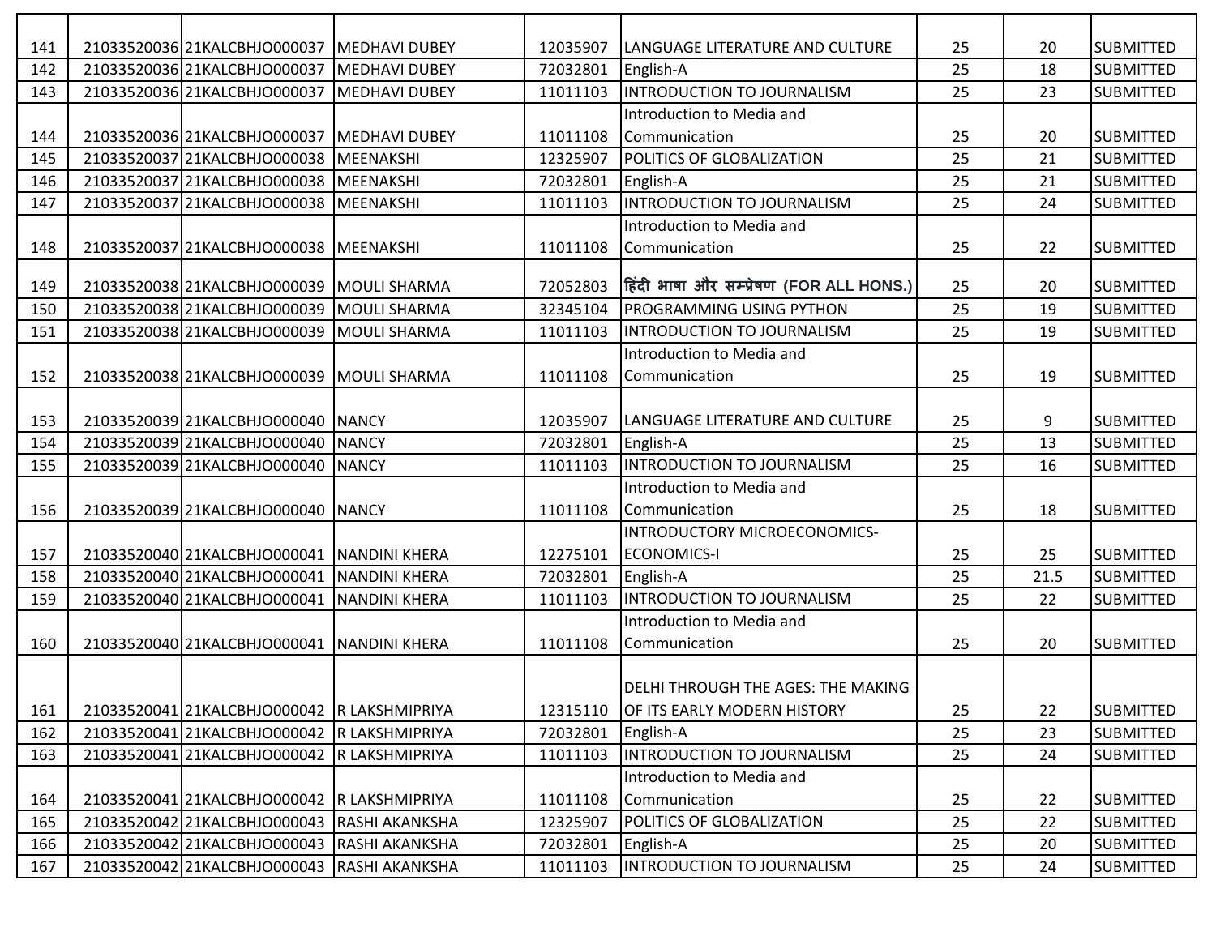| 141 | 21033520036 | 21KALCBHJO000037 | MEDHAVI DUBEY | 12035907 | LANGUAGE LITERATURE AND CULTURE | 25 | 20 | SUBMITTED |
|---|---|---|---|---|---|---|---|---|
| 142 | 21033520036 | 21KALCBHJO000037 | MEDHAVI DUBEY | 72032801 | English-A | 25 | 18 | SUBMITTED |
| 143 | 21033520036 | 21KALCBHJO000037 | MEDHAVI DUBEY | 11011103 | INTRODUCTION TO JOURNALISM | 25 | 23 | SUBMITTED |
| 144 | 21033520036 | 21KALCBHJO000037 | MEDHAVI DUBEY | 11011108 | Introduction to Media and Communication | 25 | 20 | SUBMITTED |
| 145 | 21033520037 | 21KALCBHJO000038 | MEENAKSHI | 12325907 | POLITICS OF GLOBALIZATION | 25 | 21 | SUBMITTED |
| 146 | 21033520037 | 21KALCBHJO000038 | MEENAKSHI | 72032801 | English-A | 25 | 21 | SUBMITTED |
| 147 | 21033520037 | 21KALCBHJO000038 | MEENAKSHI | 11011103 | INTRODUCTION TO JOURNALISM | 25 | 24 | SUBMITTED |
| 148 | 21033520037 | 21KALCBHJO000038 | MEENAKSHI | 11011108 | Introduction to Media and Communication | 25 | 22 | SUBMITTED |
| 149 | 21033520038 | 21KALCBHJO000039 | MOULI SHARMA | 72052803 | हिंदी भाषा और सम्प्रेषण (FOR ALL HONS.) | 25 | 20 | SUBMITTED |
| 150 | 21033520038 | 21KALCBHJO000039 | MOULI SHARMA | 32345104 | PROGRAMMING USING PYTHON | 25 | 19 | SUBMITTED |
| 151 | 21033520038 | 21KALCBHJO000039 | MOULI SHARMA | 11011103 | INTRODUCTION TO JOURNALISM | 25 | 19 | SUBMITTED |
| 152 | 21033520038 | 21KALCBHJO000039 | MOULI SHARMA | 11011108 | Introduction to Media and Communication | 25 | 19 | SUBMITTED |
| 153 | 21033520039 | 21KALCBHJO000040 | NANCY | 12035907 | LANGUAGE LITERATURE AND CULTURE | 25 | 9 | SUBMITTED |
| 154 | 21033520039 | 21KALCBHJO000040 | NANCY | 72032801 | English-A | 25 | 13 | SUBMITTED |
| 155 | 21033520039 | 21KALCBHJO000040 | NANCY | 11011103 | INTRODUCTION TO JOURNALISM | 25 | 16 | SUBMITTED |
| 156 | 21033520039 | 21KALCBHJO000040 | NANCY | 11011108 | Introduction to Media and Communication | 25 | 18 | SUBMITTED |
| 157 | 21033520040 | 21KALCBHJO000041 | NANDINI KHERA | 12275101 | INTRODUCTORY MICROECONOMICS-ECONOMICS-I | 25 | 25 | SUBMITTED |
| 158 | 21033520040 | 21KALCBHJO000041 | NANDINI KHERA | 72032801 | English-A | 25 | 21.5 | SUBMITTED |
| 159 | 21033520040 | 21KALCBHJO000041 | NANDINI KHERA | 11011103 | INTRODUCTION TO JOURNALISM | 25 | 22 | SUBMITTED |
| 160 | 21033520040 | 21KALCBHJO000041 | NANDINI KHERA | 11011108 | Introduction to Media and Communication | 25 | 20 | SUBMITTED |
| 161 | 21033520041 | 21KALCBHJO000042 | R LAKSHMIPRIYA | 12315110 | DELHI THROUGH THE AGES: THE MAKING OF ITS EARLY MODERN HISTORY | 25 | 22 | SUBMITTED |
| 162 | 21033520041 | 21KALCBHJO000042 | R LAKSHMIPRIYA | 72032801 | English-A | 25 | 23 | SUBMITTED |
| 163 | 21033520041 | 21KALCBHJO000042 | R LAKSHMIPRIYA | 11011103 | INTRODUCTION TO JOURNALISM | 25 | 24 | SUBMITTED |
| 164 | 21033520041 | 21KALCBHJO000042 | R LAKSHMIPRIYA | 11011108 | Introduction to Media and Communication | 25 | 22 | SUBMITTED |
| 165 | 21033520042 | 21KALCBHJO000043 | RASHI AKANKSHA | 12325907 | POLITICS OF GLOBALIZATION | 25 | 22 | SUBMITTED |
| 166 | 21033520042 | 21KALCBHJO000043 | RASHI AKANKSHA | 72032801 | English-A | 25 | 20 | SUBMITTED |
| 167 | 21033520042 | 21KALCBHJO000043 | RASHI AKANKSHA | 11011103 | INTRODUCTION TO JOURNALISM | 25 | 24 | SUBMITTED |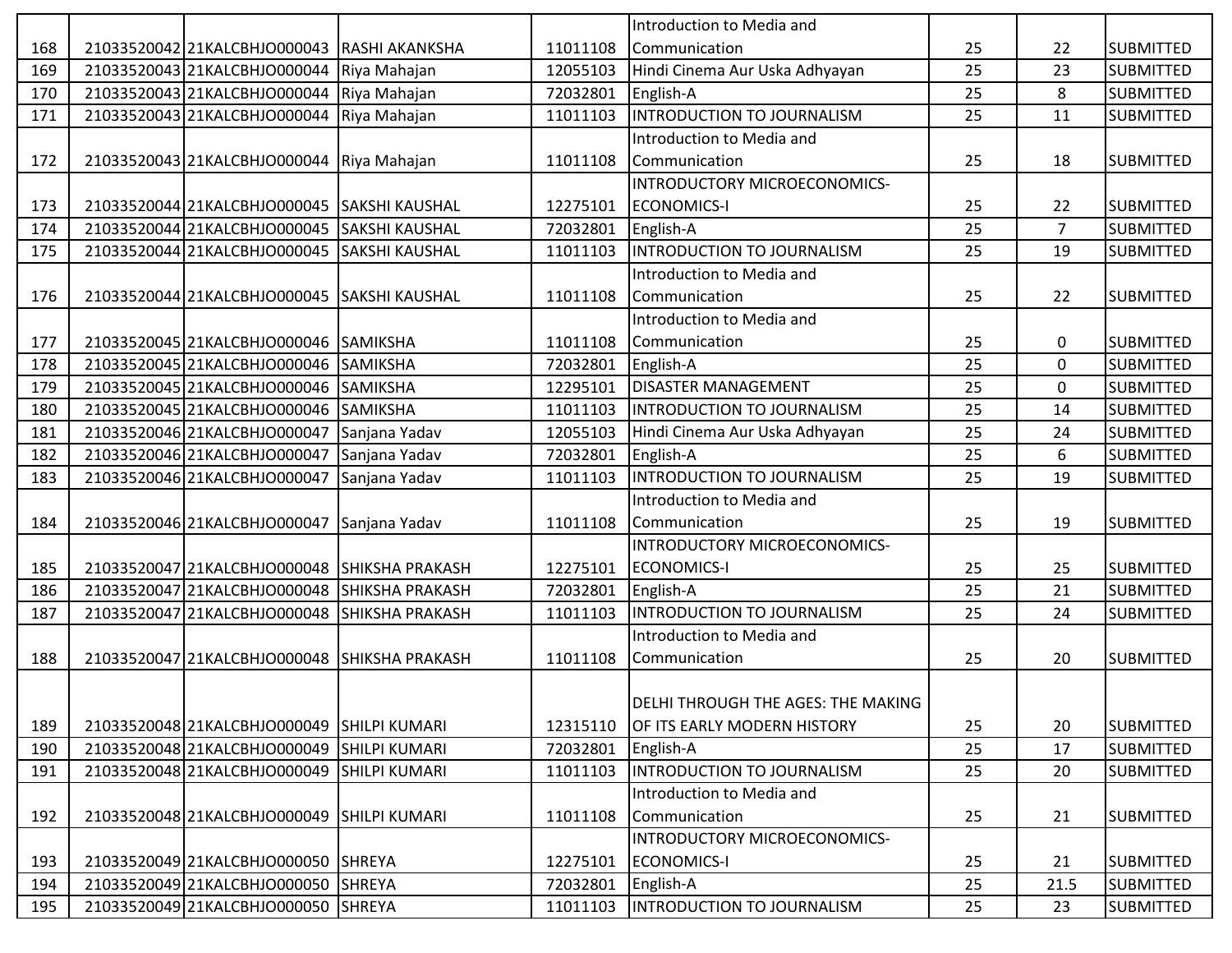| | | | | | | | | |
|---|---|---|---|---|---|---|---|---|
| 168 | 21033520042 | 21KALCBHJO000043 | RASHI AKANKSHA | 11011108 | Introduction to Media and Communication | 25 | 22 | SUBMITTED |
| 169 | 21033520043 | 21KALCBHJO000044 | Riya Mahajan | 12055103 | Hindi Cinema Aur Uska Adhyayan | 25 | 23 | SUBMITTED |
| 170 | 21033520043 | 21KALCBHJO000044 | Riya Mahajan | 72032801 | English-A | 25 | 8 | SUBMITTED |
| 171 | 21033520043 | 21KALCBHJO000044 | Riya Mahajan | 11011103 | INTRODUCTION TO JOURNALISM | 25 | 11 | SUBMITTED |
| 172 | 21033520043 | 21KALCBHJO000044 | Riya Mahajan | 11011108 | Introduction to Media and Communication | 25 | 18 | SUBMITTED |
| 173 | 21033520044 | 21KALCBHJO000045 | SAKSHI KAUSHAL | 12275101 | INTRODUCTORY MICROECONOMICS-ECONOMICS-I | 25 | 22 | SUBMITTED |
| 174 | 21033520044 | 21KALCBHJO000045 | SAKSHI KAUSHAL | 72032801 | English-A | 25 | 7 | SUBMITTED |
| 175 | 21033520044 | 21KALCBHJO000045 | SAKSHI KAUSHAL | 11011103 | INTRODUCTION TO JOURNALISM | 25 | 19 | SUBMITTED |
| 176 | 21033520044 | 21KALCBHJO000045 | SAKSHI KAUSHAL | 11011108 | Introduction to Media and Communication | 25 | 22 | SUBMITTED |
| 177 | 21033520045 | 21KALCBHJO000046 | SAMIKSHA | 11011108 | Introduction to Media and Communication | 25 | 0 | SUBMITTED |
| 178 | 21033520045 | 21KALCBHJO000046 | SAMIKSHA | 72032801 | English-A | 25 | 0 | SUBMITTED |
| 179 | 21033520045 | 21KALCBHJO000046 | SAMIKSHA | 12295101 | DISASTER MANAGEMENT | 25 | 0 | SUBMITTED |
| 180 | 21033520045 | 21KALCBHJO000046 | SAMIKSHA | 11011103 | INTRODUCTION TO JOURNALISM | 25 | 14 | SUBMITTED |
| 181 | 21033520046 | 21KALCBHJO000047 | Sanjana Yadav | 12055103 | Hindi Cinema Aur Uska Adhyayan | 25 | 24 | SUBMITTED |
| 182 | 21033520046 | 21KALCBHJO000047 | Sanjana Yadav | 72032801 | English-A | 25 | 6 | SUBMITTED |
| 183 | 21033520046 | 21KALCBHJO000047 | Sanjana Yadav | 11011103 | INTRODUCTION TO JOURNALISM | 25 | 19 | SUBMITTED |
| 184 | 21033520046 | 21KALCBHJO000047 | Sanjana Yadav | 11011108 | Introduction to Media and Communication | 25 | 19 | SUBMITTED |
| 185 | 21033520047 | 21KALCBHJO000048 | SHIKSHA PRAKASH | 12275101 | INTRODUCTORY MICROECONOMICS-ECONOMICS-I | 25 | 25 | SUBMITTED |
| 186 | 21033520047 | 21KALCBHJO000048 | SHIKSHA PRAKASH | 72032801 | English-A | 25 | 21 | SUBMITTED |
| 187 | 21033520047 | 21KALCBHJO000048 | SHIKSHA PRAKASH | 11011103 | INTRODUCTION TO JOURNALISM | 25 | 24 | SUBMITTED |
| 188 | 21033520047 | 21KALCBHJO000048 | SHIKSHA PRAKASH | 11011108 | Introduction to Media and Communication | 25 | 20 | SUBMITTED |
| 189 | 21033520048 | 21KALCBHJO000049 | SHILPI KUMARI | 12315110 | DELHI THROUGH THE AGES: THE MAKING OF ITS EARLY MODERN HISTORY | 25 | 20 | SUBMITTED |
| 190 | 21033520048 | 21KALCBHJO000049 | SHILPI KUMARI | 72032801 | English-A | 25 | 17 | SUBMITTED |
| 191 | 21033520048 | 21KALCBHJO000049 | SHILPI KUMARI | 11011103 | INTRODUCTION TO JOURNALISM | 25 | 20 | SUBMITTED |
| 192 | 21033520048 | 21KALCBHJO000049 | SHILPI KUMARI | 11011108 | Introduction to Media and Communication | 25 | 21 | SUBMITTED |
| 193 | 21033520049 | 21KALCBHJO000050 | SHREYA | 12275101 | INTRODUCTORY MICROECONOMICS-ECONOMICS-I | 25 | 21 | SUBMITTED |
| 194 | 21033520049 | 21KALCBHJO000050 | SHREYA | 72032801 | English-A | 25 | 21.5 | SUBMITTED |
| 195 | 21033520049 | 21KALCBHJO000050 | SHREYA | 11011103 | INTRODUCTION TO JOURNALISM | 25 | 23 | SUBMITTED |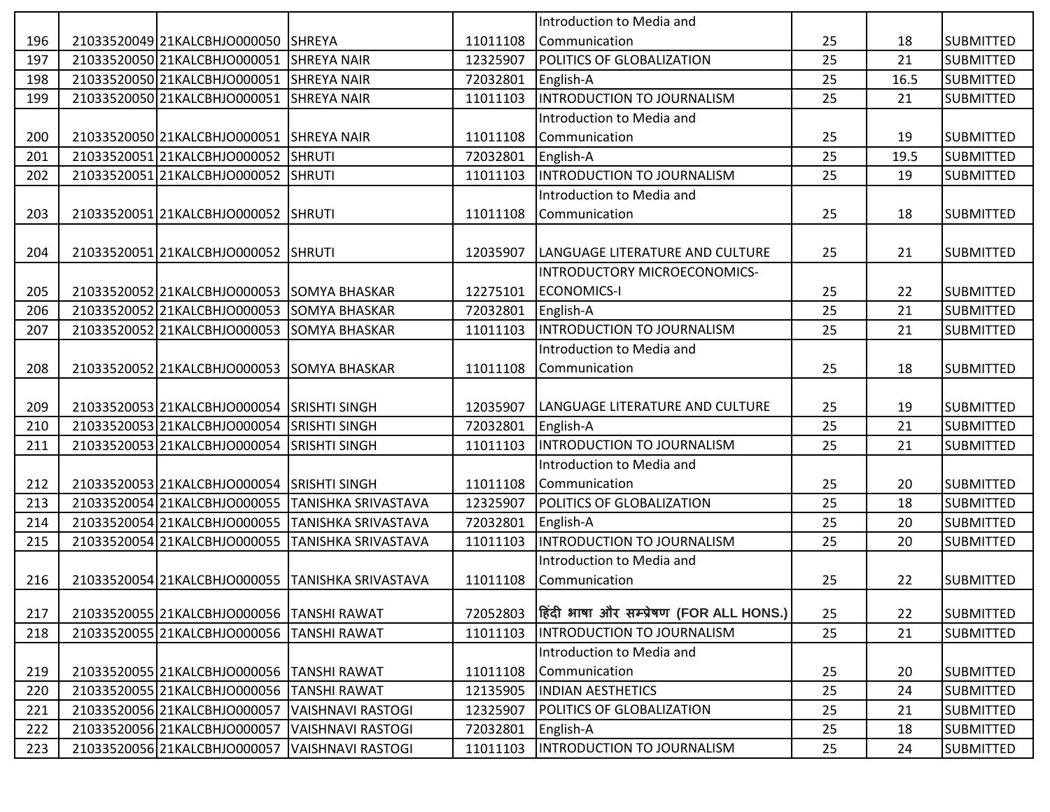| 196 | 21033520049 | 21KALCBHJO000050 | SHREYA | 11011108 | Introduction to Media and Communication | 25 | 18 | SUBMITTED |
|---|---|---|---|---|---|---|---|---|
| 197 | 21033520050 | 21KALCBHJO000051 | SHREYA NAIR | 12325907 | POLITICS OF GLOBALIZATION | 25 | 21 | SUBMITTED |
| 198 | 21033520050 | 21KALCBHJO000051 | SHREYA NAIR | 72032801 | English-A | 25 | 16.5 | SUBMITTED |
| 199 | 21033520050 | 21KALCBHJO000051 | SHREYA NAIR | 11011103 | INTRODUCTION TO JOURNALISM | 25 | 21 | SUBMITTED |
| 200 | 21033520050 | 21KALCBHJO000051 | SHREYA NAIR | 11011108 | Introduction to Media and Communication | 25 | 19 | SUBMITTED |
| 201 | 21033520051 | 21KALCBHJO000052 | SHRUTI | 72032801 | English-A | 25 | 19.5 | SUBMITTED |
| 202 | 21033520051 | 21KALCBHJO000052 | SHRUTI | 11011103 | INTRODUCTION TO JOURNALISM | 25 | 19 | SUBMITTED |
| 203 | 21033520051 | 21KALCBHJO000052 | SHRUTI | 11011108 | Introduction to Media and Communication | 25 | 18 | SUBMITTED |
| 204 | 21033520051 | 21KALCBHJO000052 | SHRUTI | 12035907 | LANGUAGE LITERATURE AND CULTURE | 25 | 21 | SUBMITTED |
| 205 | 21033520052 | 21KALCBHJO000053 | SOMYA BHASKAR | 12275101 | INTRODUCTORY MICROECONOMICS-ECONOMICS-I | 25 | 22 | SUBMITTED |
| 206 | 21033520052 | 21KALCBHJO000053 | SOMYA BHASKAR | 72032801 | English-A | 25 | 21 | SUBMITTED |
| 207 | 21033520052 | 21KALCBHJO000053 | SOMYA BHASKAR | 11011103 | INTRODUCTION TO JOURNALISM | 25 | 21 | SUBMITTED |
| 208 | 21033520052 | 21KALCBHJO000053 | SOMYA BHASKAR | 11011108 | Introduction to Media and Communication | 25 | 18 | SUBMITTED |
| 209 | 21033520053 | 21KALCBHJO000054 | SRISHTI SINGH | 12035907 | LANGUAGE LITERATURE AND CULTURE | 25 | 19 | SUBMITTED |
| 210 | 21033520053 | 21KALCBHJO000054 | SRISHTI SINGH | 72032801 | English-A | 25 | 21 | SUBMITTED |
| 211 | 21033520053 | 21KALCBHJO000054 | SRISHTI SINGH | 11011103 | INTRODUCTION TO JOURNALISM | 25 | 21 | SUBMITTED |
| 212 | 21033520053 | 21KALCBHJO000054 | SRISHTI SINGH | 11011108 | Introduction to Media and Communication | 25 | 20 | SUBMITTED |
| 213 | 21033520054 | 21KALCBHJO000055 | TANISHKA SRIVASTAVA | 12325907 | POLITICS OF GLOBALIZATION | 25 | 18 | SUBMITTED |
| 214 | 21033520054 | 21KALCBHJO000055 | TANISHKA SRIVASTAVA | 72032801 | English-A | 25 | 20 | SUBMITTED |
| 215 | 21033520054 | 21KALCBHJO000055 | TANISHKA SRIVASTAVA | 11011103 | INTRODUCTION TO JOURNALISM | 25 | 20 | SUBMITTED |
| 216 | 21033520054 | 21KALCBHJO000055 | TANISHKA SRIVASTAVA | 11011108 | Introduction to Media and Communication | 25 | 22 | SUBMITTED |
| 217 | 21033520055 | 21KALCBHJO000056 | TANSHI RAWAT | 72052803 | हिंदी भाषा और सम्प्रेषण (FOR ALL HONS.) | 25 | 22 | SUBMITTED |
| 218 | 21033520055 | 21KALCBHJO000056 | TANSHI RAWAT | 11011103 | INTRODUCTION TO JOURNALISM | 25 | 21 | SUBMITTED |
| 219 | 21033520055 | 21KALCBHJO000056 | TANSHI RAWAT | 11011108 | Introduction to Media and Communication | 25 | 20 | SUBMITTED |
| 220 | 21033520055 | 21KALCBHJO000056 | TANSHI RAWAT | 12135905 | INDIAN AESTHETICS | 25 | 24 | SUBMITTED |
| 221 | 21033520056 | 21KALCBHJO000057 | VAISHNAVI RASTOGI | 12325907 | POLITICS OF GLOBALIZATION | 25 | 21 | SUBMITTED |
| 222 | 21033520056 | 21KALCBHJO000057 | VAISHNAVI RASTOGI | 72032801 | English-A | 25 | 18 | SUBMITTED |
| 223 | 21033520056 | 21KALCBHJO000057 | VAISHNAVI RASTOGI | 11011103 | INTRODUCTION TO JOURNALISM | 25 | 24 | SUBMITTED |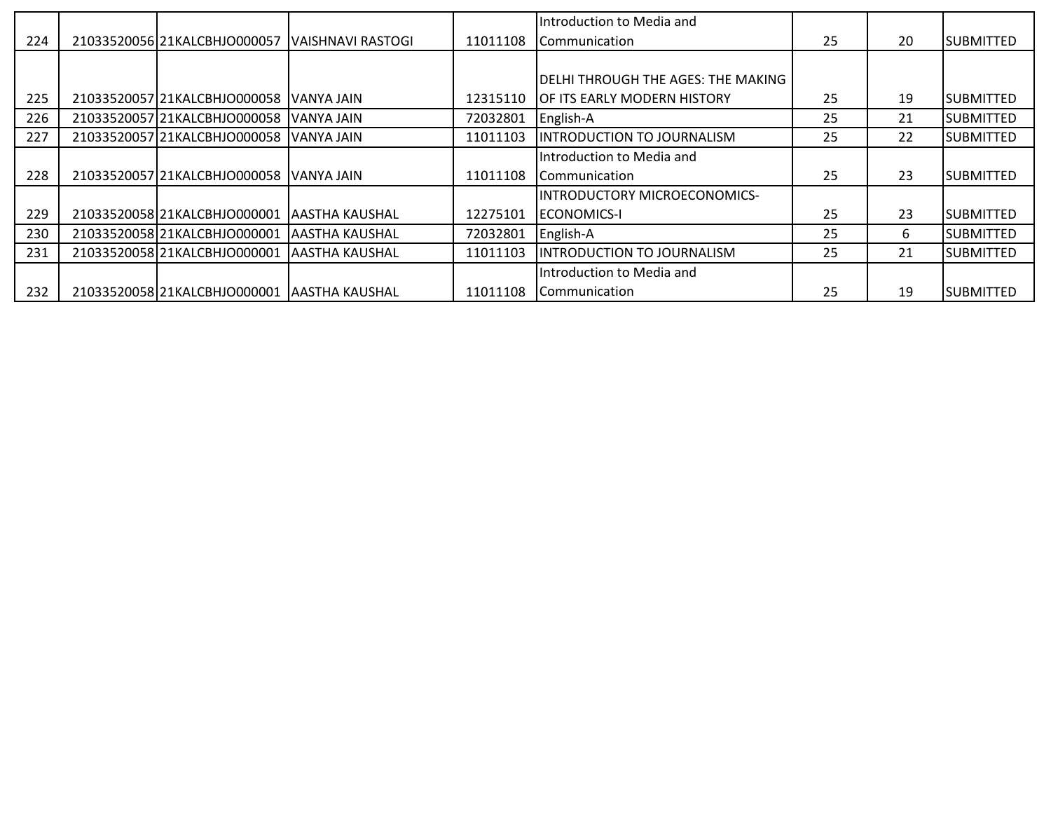| | | | | | | | | |
|---|---|---|---|---|---|---|---|---|
| 224 | 21033520056 | 21KALCBHJO000057 | VAISHNAVI RASTOGI | 11011108 | Introduction to Media and Communication | 25 | 20 | SUBMITTED |
| 225 | 21033520057 | 21KALCBHJO000058 | VANYA JAIN | 12315110 | DELHI THROUGH THE AGES: THE MAKING OF ITS EARLY MODERN HISTORY | 25 | 19 | SUBMITTED |
| 226 | 21033520057 | 21KALCBHJO000058 | VANYA JAIN | 72032801 | English-A | 25 | 21 | SUBMITTED |
| 227 | 21033520057 | 21KALCBHJO000058 | VANYA JAIN | 11011103 | INTRODUCTION TO JOURNALISM | 25 | 22 | SUBMITTED |
| 228 | 21033520057 | 21KALCBHJO000058 | VANYA JAIN | 11011108 | Introduction to Media and Communication | 25 | 23 | SUBMITTED |
| 229 | 21033520058 | 21KALCBHJO000001 | AASTHA KAUSHAL | 12275101 | INTRODUCTORY MICROECONOMICS-ECONOMICS-I | 25 | 23 | SUBMITTED |
| 230 | 21033520058 | 21KALCBHJO000001 | AASTHA KAUSHAL | 72032801 | English-A | 25 | 6 | SUBMITTED |
| 231 | 21033520058 | 21KALCBHJO000001 | AASTHA KAUSHAL | 11011103 | INTRODUCTION TO JOURNALISM | 25 | 21 | SUBMITTED |
| 232 | 21033520058 | 21KALCBHJO000001 | AASTHA KAUSHAL | 11011108 | Introduction to Media and Communication | 25 | 19 | SUBMITTED |